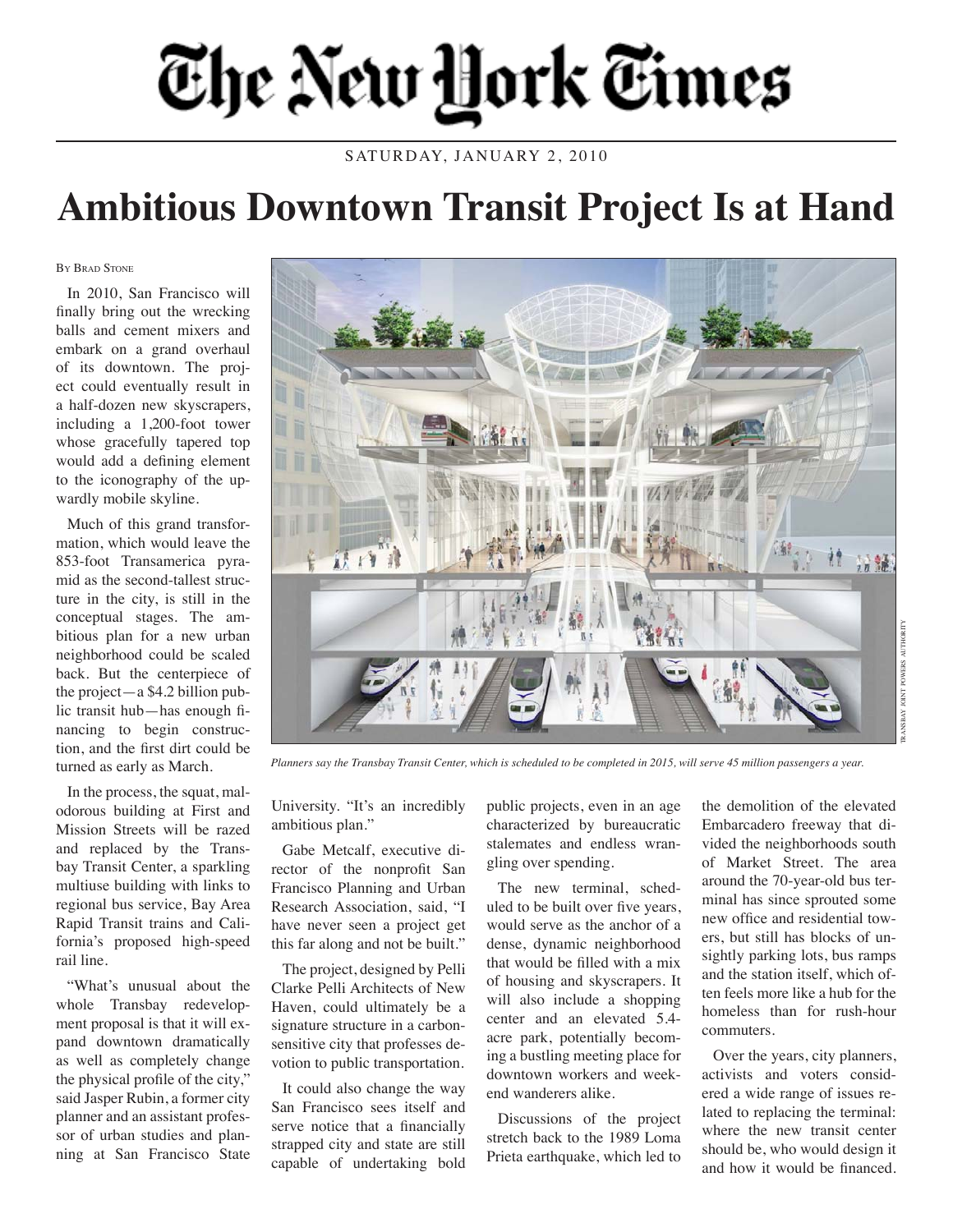# The New York Times

SATURDAY, JANUARY 2, 2010

# Ambitious Downtown Transit Project Is at Hand

By Brad Stone

In 2010, San Francisco will finally bring out the wrecking balls and cement mixers and embark on a grand overhaul of its downtown. The project could eventually result in a half-dozen new skyscrapers, including a 1,200-foot tower whose gracefully tapered top would add a defining element to the iconography of the upwardly mobile skyline.

Much of this grand transformation, which would leave the 853-foot Transamerica pyramid as the second-tallest structure in the city, is still in the conceptual stages. The ambitious plan for a new urban neighborhood could be scaled back. But the centerpiece of the project—a $4.2 billion public transit hub—has enough financing to begin construction, and the first dirt could be turned as early as March.

TRANSBAY JOINT POWERS AUTHORITY

*Planners say the Transbay Transit Center, which is scheduled to be completed in 2015, will serve 45 million passengers a year.*

In the process, the squat, malodorous building at First and Mission Streets will be razed and replaced by the Transbay Transit Center, a sparkling multiuse building with links to regional bus service, Bay Area Rapid Transit trains and California's proposed high-speed rail line.

"What's unusual about the whole Transbay redevelopment proposal is that it will expand downtown dramatically as well as completely change the physical profile of the city," said Jasper Rubin, a former city planner and an assistant professor of urban studies and planning at San Francisco State University. "It's an incredibly ambitious plan."

Gabe Metcalf, executive director of the nonprofit San Francisco Planning and Urban Research Association, said, "I have never seen a project get this far along and not be built."

The project, designed by Pelli Clarke Pelli Architects of New Haven, could ultimately be a signature structure in a carbon-sensitive city that professes devotion to public transportation.

It could also change the way San Francisco sees itself and serve notice that a financially strapped city and state are still capable of undertaking bold public projects, even in an age characterized by bureaucratic stalemates and endless wrangling over spending.

The new terminal, scheduled to be built over five years, would serve as the anchor of a dense, dynamic neighborhood that would be filled with a mix of housing and skyscrapers. It will also include a shopping center and an elevated 5.4-acre park, potentially becoming a bustling meeting place for downtown workers and weekend wanderers alike.

Discussions of the project stretch back to the 1989 Loma Prieta earthquake, which led to the demolition of the elevated Embarcadero freeway that divided the neighborhoods south of Market Street. The area around the 70-year-old bus terminal has since sprouted some new office and residential towers, but still has blocks of unsightly parking lots, bus ramps and the station itself, which often feels more like a hub for the homeless than for rush-hour commuters.

Over the years, city planners, activists and voters considered a wide range of issues related to replacing the terminal: where the new transit center should be, who would design it and how it would be financed.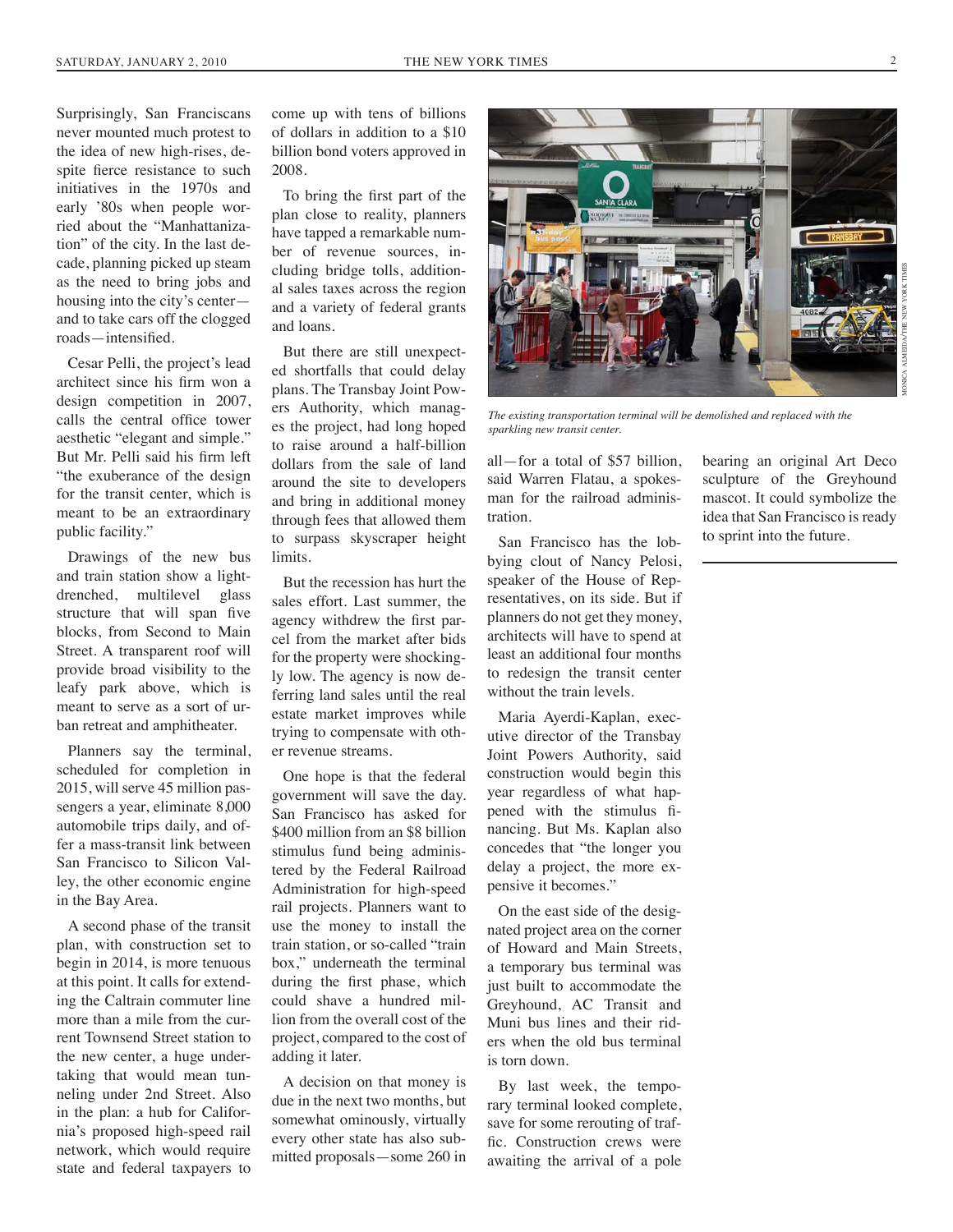Surprisingly, San Franciscans never mounted much protest to the idea of new high-rises, despite fierce resistance to such initiatives in the 1970s and early '80s when people worried about the "Manhattanization" of the city. In the last decade, planning picked up steam as the need to bring jobs and housing into the city's center—and to take cars off the clogged roads—intensified.

Cesar Pelli, the project's lead architect since his firm won a design competition in 2007, calls the central office tower aesthetic "elegant and simple." But Mr. Pelli said his firm left "the exuberance of the design for the transit center, which is meant to be an extraordinary public facility."

Drawings of the new bus and train station show a light-drenched, multilevel glass structure that will span five blocks, from Second to Main Street. A transparent roof will provide broad visibility to the leafy park above, which is meant to serve as a sort of urban retreat and amphitheater.

Planners say the terminal, scheduled for completion in 2015, will serve 45 million passengers a year, eliminate 8,000 automobile trips daily, and offer a mass-transit link between San Francisco to Silicon Valley, the other economic engine in the Bay Area.

A second phase of the transit plan, with construction set to begin in 2014, is more tenuous at this point. It calls for extending the Caltrain commuter line more than a mile from the current Townsend Street station to the new center, a huge undertaking that would mean tunneling under 2nd Street. Also in the plan: a hub for California's proposed high-speed rail network, which would require state and federal taxpayers to come up with tens of billions of dollars in addition to a $10 billion bond voters approved in 2008.

To bring the first part of the plan close to reality, planners have tapped a remarkable number of revenue sources, including bridge tolls, additional sales taxes across the region and a variety of federal grants and loans.

But there are still unexpected shortfalls that could delay plans. The Transbay Joint Powers Authority, which manages the project, had long hoped to raise around a half-billion dollars from the sale of land around the site to developers and bring in additional money through fees that allowed them to surpass skyscraper height limits.

But the recession has hurt the sales effort. Last summer, the agency withdrew the first parcel from the market after bids for the property were shockingly low. The agency is now deferring land sales until the real estate market improves while trying to compensate with other revenue streams.

One hope is that the federal government will save the day. San Francisco has asked for $400 million from an $8 billion stimulus fund being administered by the Federal Railroad Administration for high-speed rail projects. Planners want to use the money to install the train station, or so-called "train box," underneath the terminal during the first phase, which could shave a hundred million from the overall cost of the project, compared to the cost of adding it later.

A decision on that money is due in the next two months, but somewhat ominously, virtually every other state has also submitted proposals—some 260 in all—for a total of $57 billion, said Warren Flatau, a spokesman for the railroad administration.

MONICA ALMEIDA/THE NEW YORK TIMES

*The existing transportation terminal will be demolished and replaced with the sparkling new transit center.*

San Francisco has the lobbying clout of Nancy Pelosi, speaker of the House of Representatives, on its side. But if planners do not get they money, architects will have to spend at least an additional four months to redesign the transit center without the train levels.

Maria Ayerdi-Kaplan, executive director of the Transbay Joint Powers Authority, said construction would begin this year regardless of what happened with the stimulus financing. But Ms. Kaplan also concedes that "the longer you delay a project, the more expensive it becomes."

On the east side of the designated project area on the corner of Howard and Main Streets, a temporary bus terminal was just built to accommodate the Greyhound, AC Transit and Muni bus lines and their riders when the old bus terminal is torn down.

By last week, the temporary terminal looked complete, save for some rerouting of traffic. Construction crews were awaiting the arrival of a pole bearing an original Art Deco sculpture of the Greyhound mascot. It could symbolize the idea that San Francisco is ready to sprint into the future.